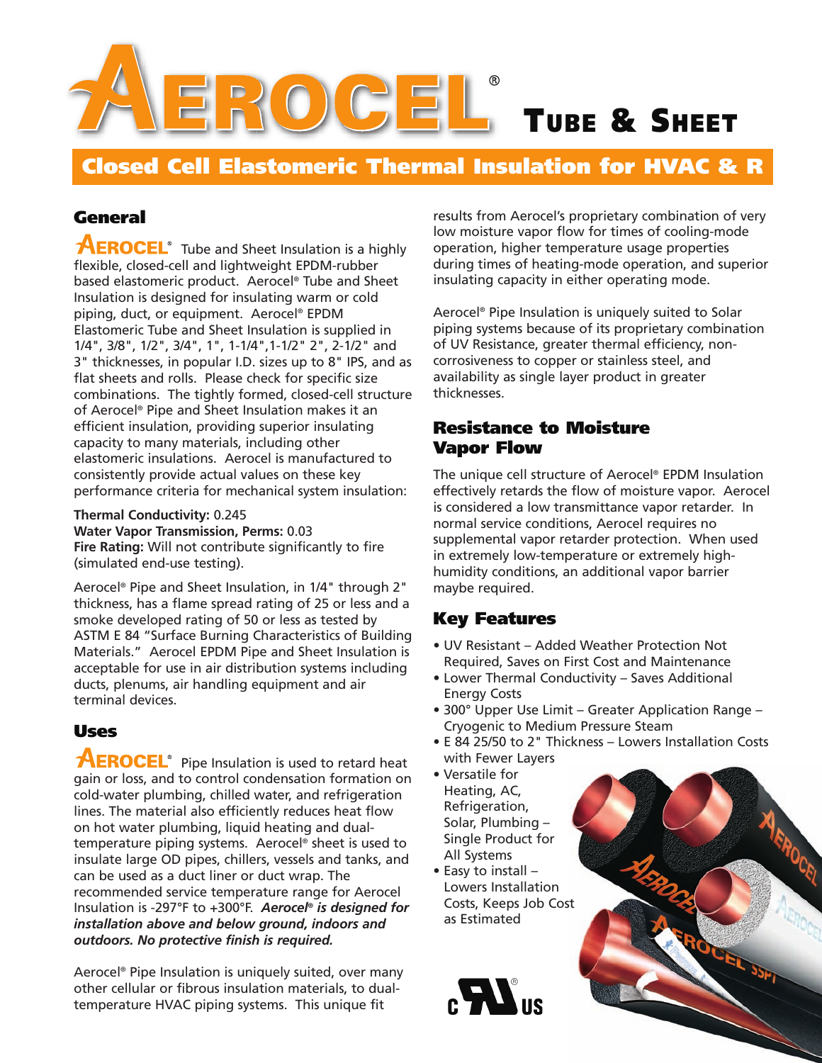# AEROCEL® TUBE & SHEET

## Closed Cell Elastomeric Thermal Insulation for HVAC & R

### General

**AEROCEL®** Tube and Sheet Insulation is a highly flexible, closed-cell and lightweight EPDM-rubber based elastomeric product. Aerocel® Tube and Sheet Insulation is designed for insulating warm or cold piping, duct, or equipment. Aerocel® EPDM Elastomeric Tube and Sheet Insulation is supplied in 1/4", 3/8", 1/2", 3/4", 1", 1-1/4",1-1/2" 2", 2-1/2" and 3" thicknesses, in popular I.D. sizes up to 8" IPS, and as flat sheets and rolls. Please check for specific size combinations. The tightly formed, closed-cell structure of Aerocel® Pipe and Sheet Insulation makes it an efficient insulation, providing superior insulating capacity to many materials, including other elastomeric insulations. Aerocel is manufactured to consistently provide actual values on these key performance criteria for mechanical system insulation:

**Thermal Conductivity:** 0.245
**Water Vapor Transmission, Perms:** 0.03
**Fire Rating:** Will not contribute significantly to fire (simulated end-use testing).

Aerocel® Pipe and Sheet Insulation, in 1/4" through 2" thickness, has a flame spread rating of 25 or less and a smoke developed rating of 50 or less as tested by ASTM E 84 "Surface Burning Characteristics of Building Materials." Aerocel EPDM Pipe and Sheet Insulation is acceptable for use in air distribution systems including ducts, plenums, air handling equipment and air terminal devices.

### Uses

**AEROCEL®** Pipe Insulation is used to retard heat gain or loss, and to control condensation formation on cold-water plumbing, chilled water, and refrigeration lines. The material also efficiently reduces heat flow on hot water plumbing, liquid heating and dual-temperature piping systems. Aerocel® sheet is used to insulate large OD pipes, chillers, vessels and tanks, and can be used as a duct liner or duct wrap. The recommended service temperature range for Aerocel Insulation is -297°F to +300°F. ***Aerocel® is designed for installation above and below ground, indoors and outdoors. No protective finish is required.***

Aerocel® Pipe Insulation is uniquely suited, over many other cellular or fibrous insulation materials, to dual-temperature HVAC piping systems. This unique fit results from Aerocel's proprietary combination of very low moisture vapor flow for times of cooling-mode operation, higher temperature usage properties during times of heating-mode operation, and superior insulating capacity in either operating mode.

Aerocel® Pipe Insulation is uniquely suited to Solar piping systems because of its proprietary combination of UV Resistance, greater thermal efficiency, non-corrosiveness to copper or stainless steel, and availability as single layer product in greater thicknesses.

### Resistance to Moisture Vapor Flow

The unique cell structure of Aerocel® EPDM Insulation effectively retards the flow of moisture vapor. Aerocel is considered a low transmittance vapor retarder. In normal service conditions, Aerocel requires no supplemental vapor retarder protection. When used in extremely low-temperature or extremely high-humidity conditions, an additional vapor barrier maybe required.

### Key Features

- UV Resistant – Added Weather Protection Not Required, Saves on First Cost and Maintenance
- Lower Thermal Conductivity – Saves Additional Energy Costs
- 300° Upper Use Limit – Greater Application Range – Cryogenic to Medium Pressure Steam
- E 84 25/50 to 2" Thickness – Lowers Installation Costs with Fewer Layers
- Versatile for Heating, AC, Refrigeration, Solar, Plumbing – Single Product for All Systems
- Easy to install – Lowers Installation Costs, Keeps Job Cost as Estimated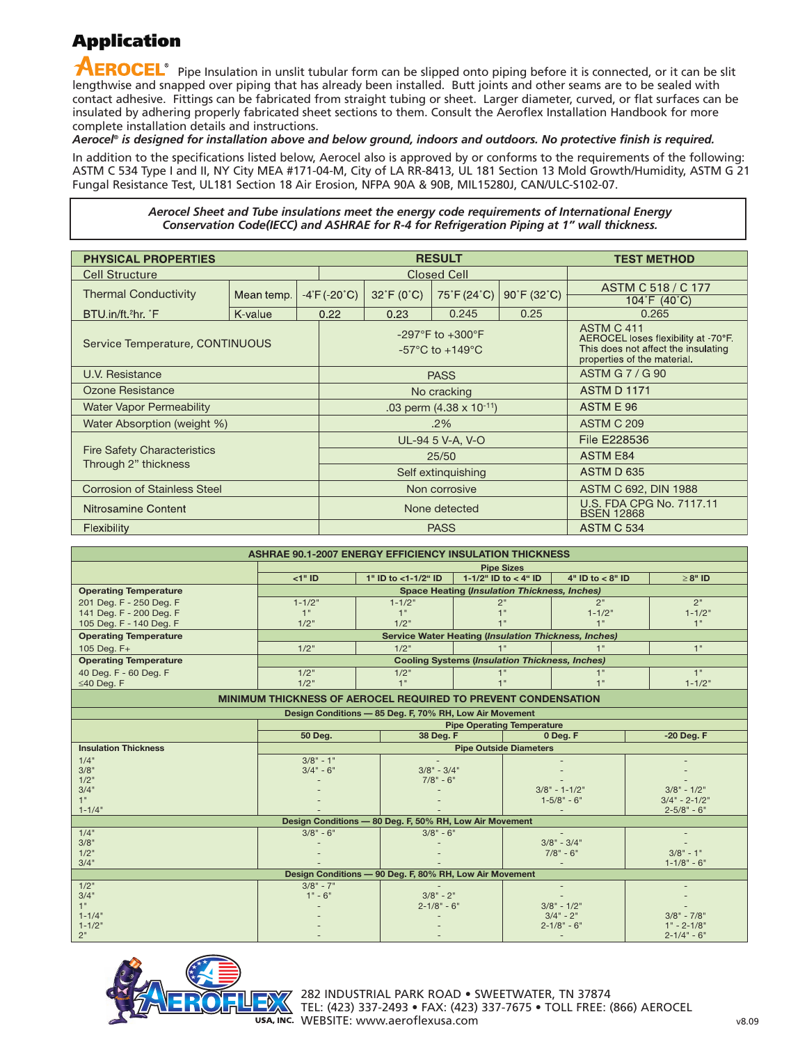## Application

**AEROCEL®** Pipe Insulation in unslit tubular form can be slipped onto piping before it is connected, or it can be slit lengthwise and snapped over piping that has already been installed. Butt joints and other seams are to be sealed with contact adhesive. Fittings can be fabricated from straight tubing or sheet. Larger diameter, curved, or flat surfaces can be insulated by adhering properly fabricated sheet sections to them. Consult the Aeroflex Installation Handbook for more complete installation details and instructions.

***Aerocel® is designed for installation above and below ground, indoors and outdoors. No protective finish is required.***

In addition to the specifications listed below, Aerocel also is approved by or conforms to the requirements of the following: ASTM C 534 Type I and II, NY City MEA #171-04-M, City of LA RR-8413, UL 181 Section 13 Mold Growth/Humidity, ASTM G 21 Fungal Resistance Test, UL181 Section 18 Air Erosion, NFPA 90A & 90B, MIL15280J, CAN/ULC-S102-07.

***Aerocel Sheet and Tube insulations meet the energy code requirements of International Energy Conservation Code(IECC) and ASHRAE for R-4 for Refrigeration Piping at 1" wall thickness.***

| PHYSICAL PROPERTIES | | RESULT | | | | TEST METHOD |
|---|---|---|---|---|---|---|
| Cell Structure | | Closed Cell | | | | |
| Thermal Conductivity | Mean temp. | -4˚F (-20˚C) | 32˚F (0˚C) | 75˚F (24˚C) | 90˚F (32˚C) | ASTM C 518 / C 177<br>104˚F (40˚C) |
| BTU.in/ft.²hr. ˚F | K-value | 0.22 | 0.23 | 0.245 | 0.25 | 0.265 |
| Service Temperature, CONTINUOUS | | -297°F to +300°F<br>-57°C to +149°C | | | | ASTM C 411<br>AEROCEL loses flexibility at -70°F. This does not affect the insulating properties of the material. |
| U.V. Resistance | | PASS | | | | ASTM G 7 / G 90 |
| Ozone Resistance | | No cracking | | | | ASTM D 1171 |
| Water Vapor Permeability | | .03 perm ($4.38 \times 10^{-11}$) | | | | ASTM E 96 |
| Water Absorption (weight %) | | .2% | | | | ASTM C 209 |
| Fire Safety Characteristics Through 2" thickness | | UL-94 5 V-A, V-O | | | | File E228536 |
| | | 25/50 | | | | ASTM E84 |
| | | Self extinguishing | | | | ASTM D 635 |
| Corrosion of Stainless Steel | | Non corrosive | | | | ASTM C 692, DIN 1988 |
| Nitrosamine Content | | None detected | | | | U.S. FDA CPG No. 7117.11<br>BSEN 12868 |
| Flexibility | | PASS | | | | ASTM C 534 |

**ASHRAE 90.1-2007 ENERGY EFFICIENCY INSULATION THICKNESS**

| | Pipe Sizes | | | | |
|---|---|---|---|---|---|
| | <1" ID | 1" ID to <1-1/2" ID | 1-1/2" ID to < 4" ID | 4" ID to < 8" ID | ≥ 8" ID |
| **Operating Temperature** | **Space Heating (*Insulation Thickness, Inches*)** | | | | |
| 201 Deg. F - 250 Deg. F | 1-1/2" | 1-1/2" | 2" | 2" | 2" |
| 141 Deg. F - 200 Deg. F | 1" | 1" | 1" | 1-1/2" | 1-1/2" |
| 105 Deg. F - 140 Deg. F | 1/2" | 1/2" | 1" | 1" | 1" |
| **Operating Temperature** | **Service Water Heating (*Insulation Thickness, Inches*)** | | | | |
| 105 Deg. F+ | 1/2" | 1/2" | 1" | 1" | 1" |
| **Operating Temperature** | **Cooling Systems (*Insulation Thickness, Inches*)** | | | | |
| 40 Deg. F - 60 Deg. F | 1/2" | 1/2" | 1" | 1" | 1" |
| ≤40 Deg. F | 1/2" | 1" | 1" | 1" | 1-1/2" |

**MINIMUM THICKNESS OF AEROCEL REQUIRED TO PREVENT CONDENSATION**

| | Pipe Operating Temperature | | | |
|---|---|---|---|---|
| | 50 Deg. | 38 Deg. F | 0 Deg. F | -20 Deg. F |
| **Design Conditions — 85 Deg. F, 70% RH, Low Air Movement** | | | | |
| **Insulation Thickness** | **Pipe Outside Diameters** | | | |
| 1/4" | 3/8" - 1" | - | - | - |
| 3/8" | 3/4" - 6" | 3/8" - 3/4" | - | - |
| 1/2" | - | 7/8" - 6" | - | - |
| 3/4" | - | - | 3/8" - 1-1/2" | 3/8" - 1/2" |
| 1" | - | - | 1-5/8" - 6" | 3/4" - 2-1/2" |
| 1-1/4" | - | - | - | 2-5/8" - 6" |
| **Design Conditions — 80 Deg. F, 50% RH, Low Air Movement** | | | | |
| 1/4" | 3/8" - 6" | 3/8" - 6" | - | - |
| 3/8" | - | - | 3/8" - 3/4" | - |
| 1/2" | - | - | 7/8" - 6" | 3/8" - 1" |
| 3/4" | - | - | - | 1-1/8" - 6" |
| **Design Conditions — 90 Deg. F, 80% RH, Low Air Movement** | | | | |
| 1/2" | 3/8" - 7" | - | - | - |
| 3/4" | 1" - 6" | 3/8" - 2" | - | - |
| 1" | - | 2-1/8" - 6" | 3/8" - 1/2" | - |
| 1-1/4" | - | - | 3/4" - 2" | 3/8" - 7/8" |
| 1-1/2" | - | - | 2-1/8" - 6" | 1" - 2-1/8" |
| 2" | - | - | - | 2-1/4" - 6" |

AEROFLEX USA, INC.

282 INDUSTRIAL PARK ROAD • SWEETWATER, TN 37874
TEL: (423) 337-2493 • FAX: (423) 337-7675 • TOLL FREE: (866) AEROCEL
WEBSITE: www.aeroflexusa.com

v8.09